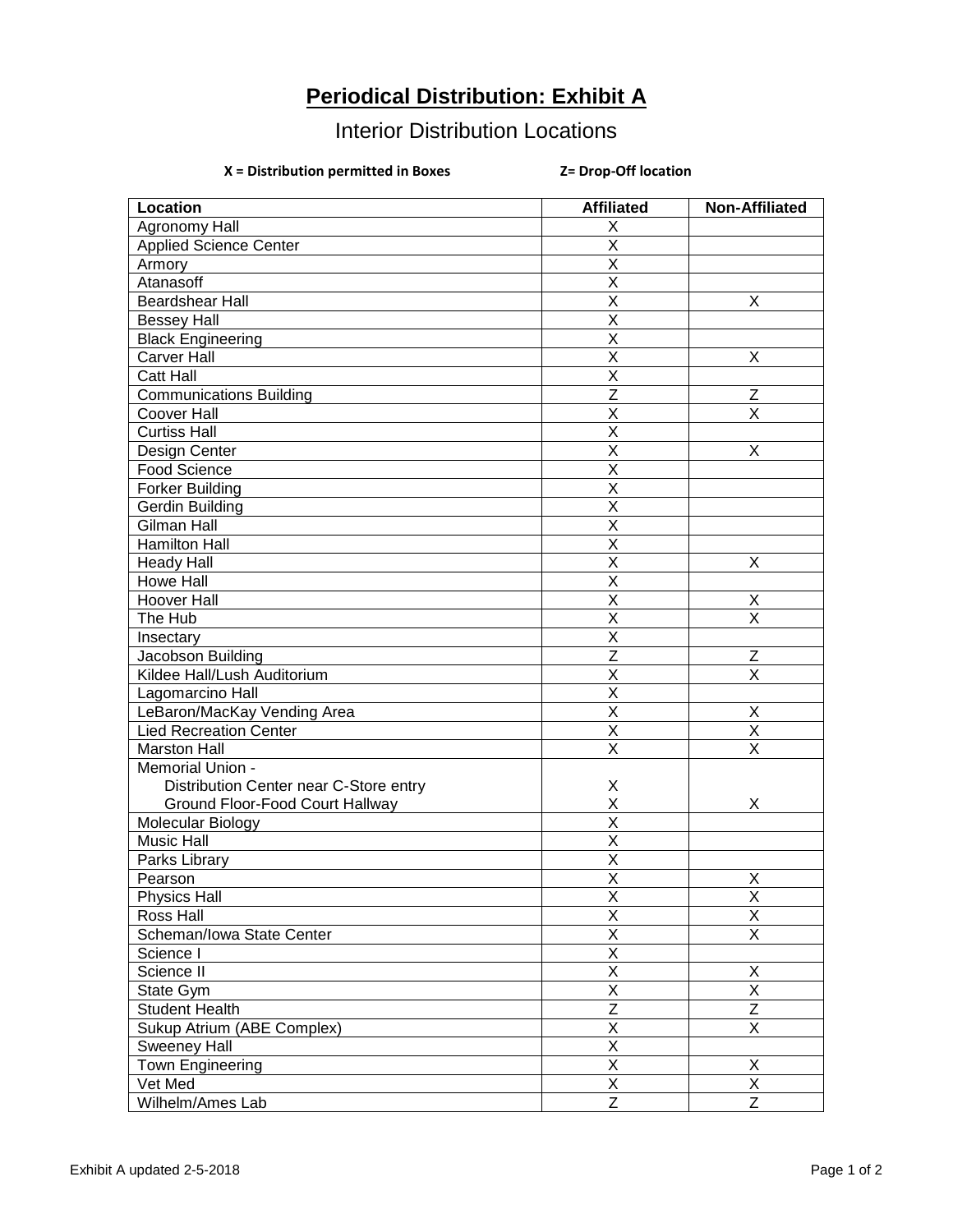# Periodical Distribution: Exhibit A

## Interior Distribution Locations

**X = Distribution permitted in Boxes** **Z= Drop-Off location**

| Location | Affiliated | Non-Affiliated |
|---|---|---|
| Agronomy Hall | X | |
| Applied Science Center | X | |
| Armory | X | |
| Atanasoff | X | |
| Beardshear Hall | X | X |
| Bessey Hall | X | |
| Black Engineering | X | |
| Carver Hall | X | X |
| Catt Hall | X | |
| Communications Building | Z | Z |
| Coover Hall | X | X |
| Curtiss Hall | X | |
| Design Center | X | X |
| Food Science | X | |
| Forker Building | X | |
| Gerdin Building | X | |
| Gilman Hall | X | |
| Hamilton Hall | X | |
| Heady Hall | X | X |
| Howe Hall | X | |
| Hoover Hall | X | X |
| The Hub | X | X |
| Insectary | X | |
| Jacobson Building | Z | Z |
| Kildee Hall/Lush Auditorium | X | X |
| Lagomarcino Hall | X | |
| LeBaron/MacKay Vending Area | X | X |
| Lied Recreation Center | X | X |
| Marston Hall | X | X |
| Memorial Union - | | |
| Distribution Center near C-Store entry | X | |
| Ground Floor-Food Court Hallway | X | X |
| Molecular Biology | X | |
| Music Hall | X | |
| Parks Library | X | |
| Pearson | X | X |
| Physics Hall | X | X |
| Ross Hall | X | X |
| Scheman/Iowa State Center | X | X |
| Science I | X | |
| Science II | X | X |
| State Gym | X | X |
| Student Health | Z | Z |
| Sukup Atrium (ABE Complex) | X | X |
| Sweeney Hall | X | |
| Town Engineering | X | X |
| Vet Med | X | X |
| Wilhelm/Ames Lab | Z | Z |

Exhibit A updated 2-5-2018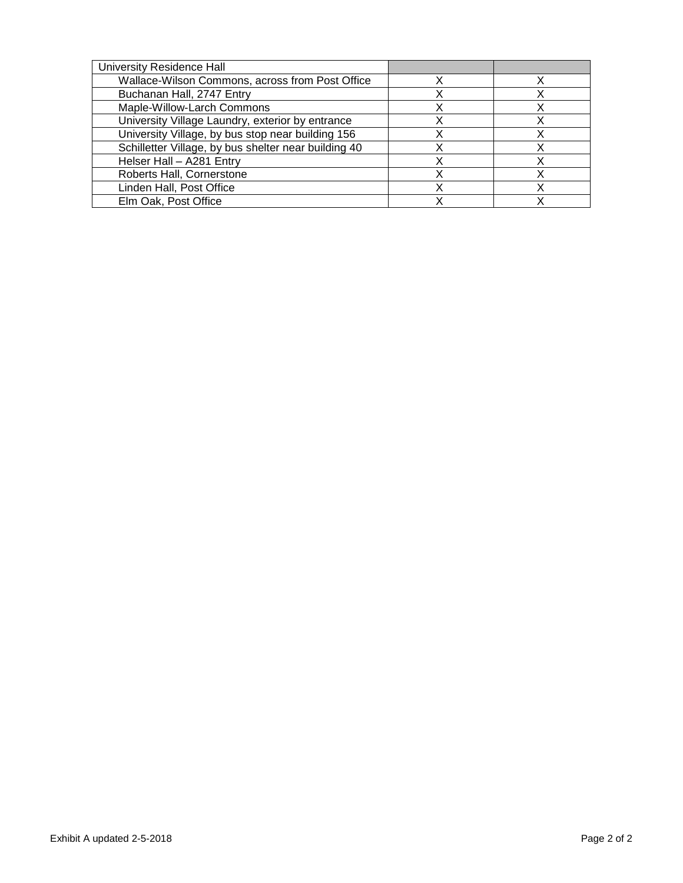| | | |
|---|---|---|
| University Residence Hall | | |
| Wallace-Wilson Commons, across from Post Office | X | X |
| Buchanan Hall, 2747 Entry | X | X |
| Maple-Willow-Larch Commons | X | X |
| University Village Laundry, exterior by entrance | X | X |
| University Village, by bus stop near building 156 | X | X |
| Schilletter Village, by bus shelter near building 40 | X | X |
| Helser Hall – A281 Entry | X | X |
| Roberts Hall, Cornerstone | X | X |
| Linden Hall, Post Office | X | X |
| Elm Oak, Post Office | X | X |

Exhibit A updated 2-5-2018